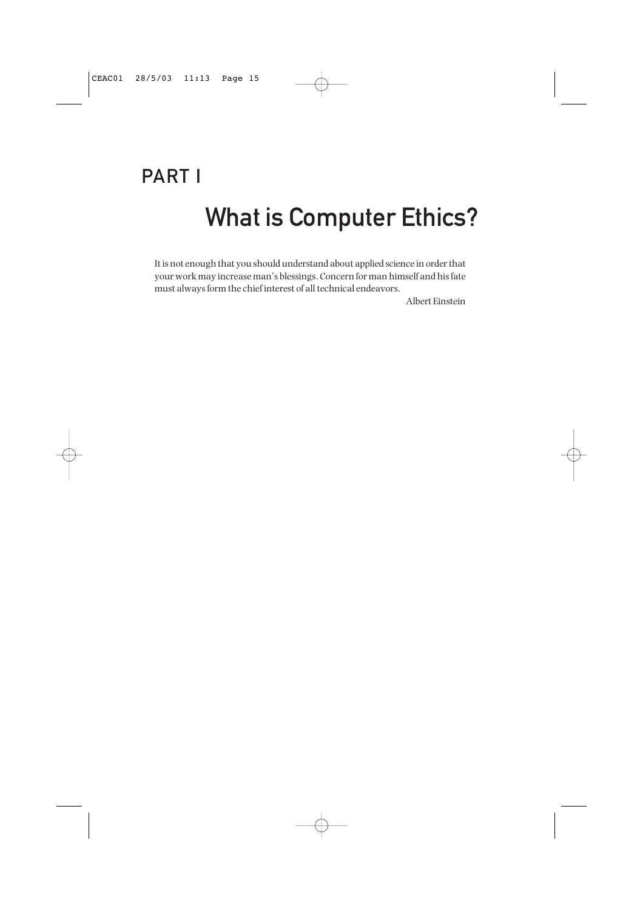# PART I

## What is Computer Ethics?

It is not enough that you should understand about applied science in order that your work may increase man's blessings. Concern for man himself and his fate must always form the chief interest of all technical endeavors.

Albert Einstein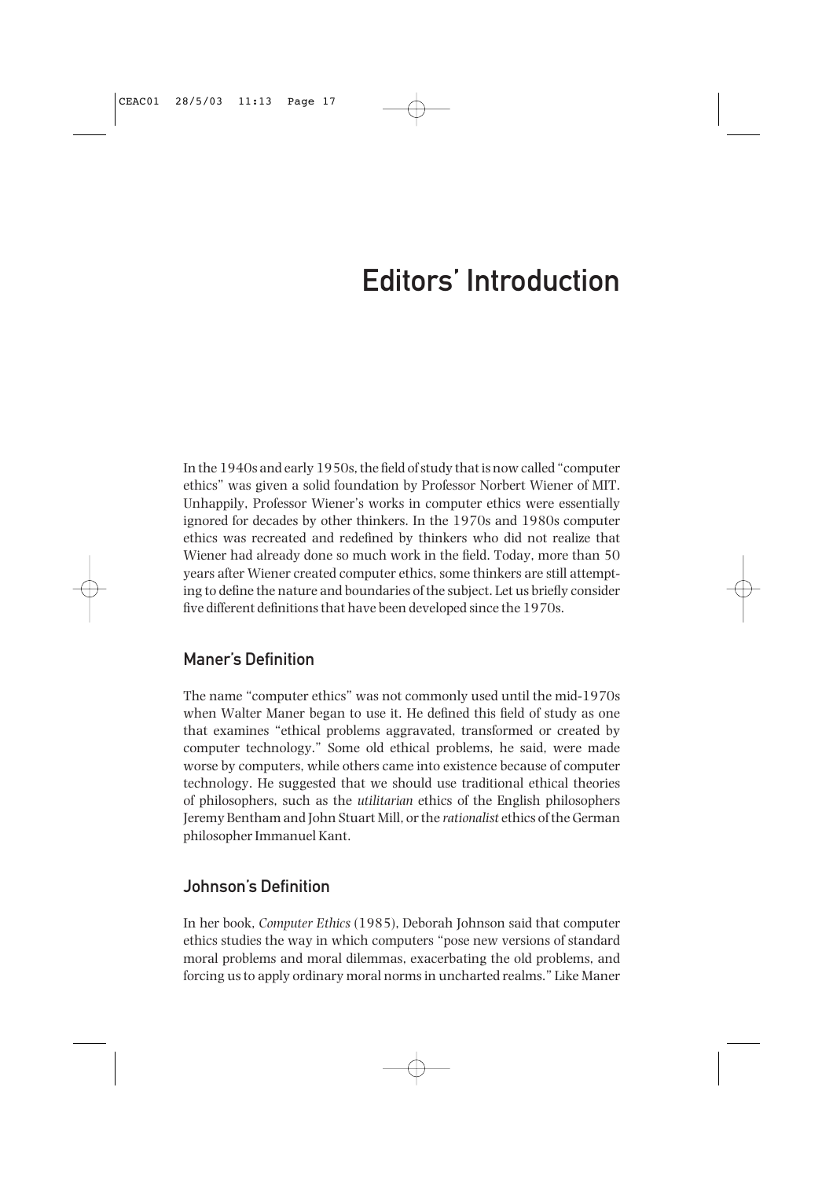# Editors' Introduction

In the 1940s and early 1950s, the field of study that is now called "computer ethics" was given a solid foundation by Professor Norbert Wiener of MIT. Unhappily, Professor Wiener's works in computer ethics were essentially ignored for decades by other thinkers. In the 1970s and 1980s computer ethics was recreated and redefined by thinkers who did not realize that Wiener had already done so much work in the field. Today, more than 50 years after Wiener created computer ethics, some thinkers are still attempting to define the nature and boundaries of the subject. Let us briefly consider five different definitions that have been developed since the 1970s.

## Maner's Definition

The name "computer ethics" was not commonly used until the mid-1970s when Walter Maner began to use it. He defined this field of study as one that examines "ethical problems aggravated, transformed or created by computer technology." Some old ethical problems, he said, were made worse by computers, while others came into existence because of computer technology. He suggested that we should use traditional ethical theories of philosophers, such as the *utilitarian* ethics of the English philosophers Jeremy Bentham and John Stuart Mill, or the *rationalist* ethics of the German philosopher Immanuel Kant.

## Johnson's Definition

In her book, *Computer Ethics* (1985), Deborah Johnson said that computer ethics studies the way in which computers "pose new versions of standard moral problems and moral dilemmas, exacerbating the old problems, and forcing us to apply ordinary moral norms in uncharted realms." Like Maner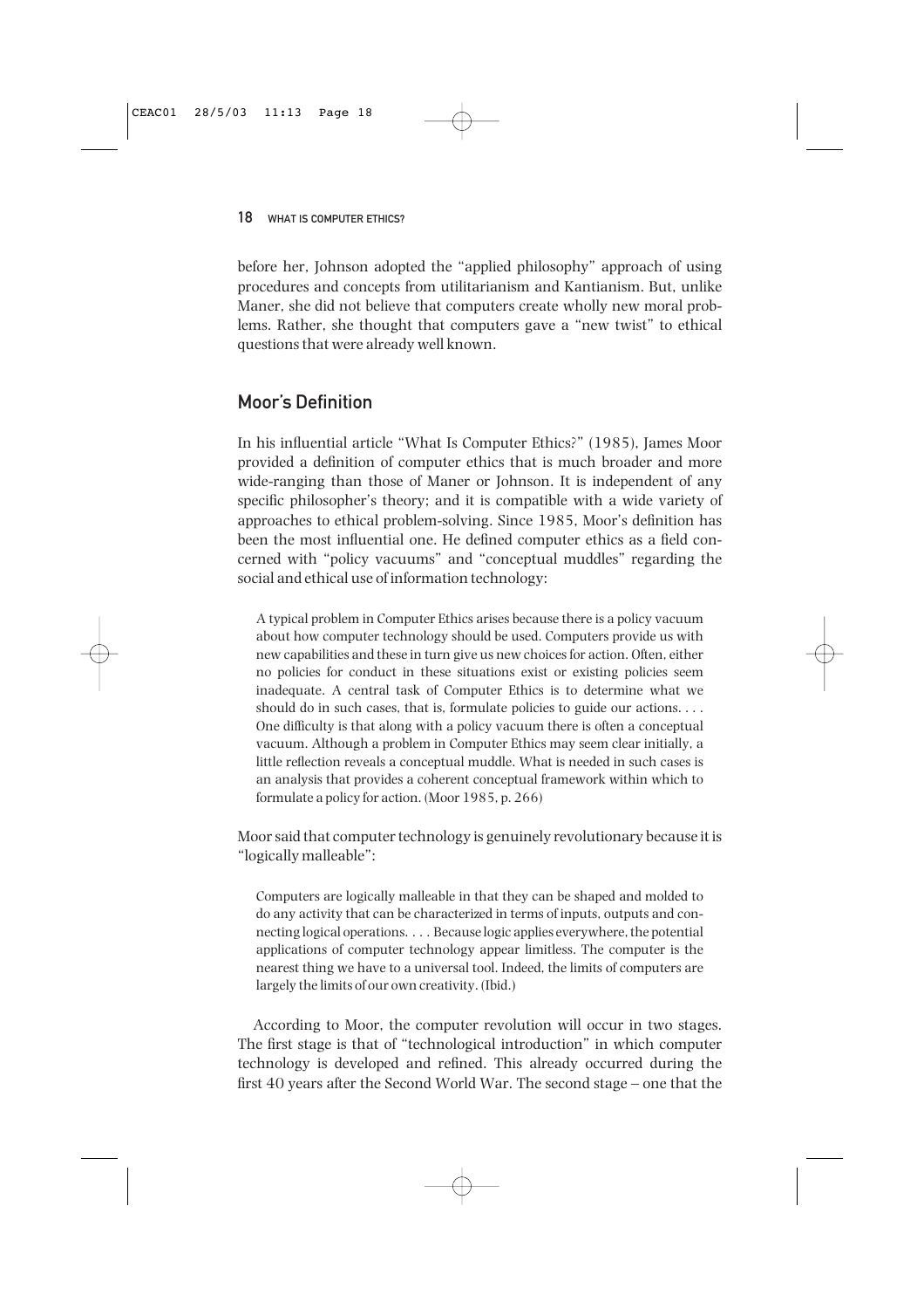before her, Johnson adopted the "applied philosophy" approach of using procedures and concepts from utilitarianism and Kantianism. But, unlike Maner, she did not believe that computers create wholly new moral problems. Rather, she thought that computers gave a "new twist" to ethical questions that were already well known.

## Moor's Definition

In his influential article "What Is Computer Ethics?" (1985), James Moor provided a definition of computer ethics that is much broader and more wide-ranging than those of Maner or Johnson. It is independent of any specific philosopher's theory; and it is compatible with a wide variety of approaches to ethical problem-solving. Since 1985, Moor's definition has been the most influential one. He defined computer ethics as a field concerned with "policy vacuums" and "conceptual muddles" regarding the social and ethical use of information technology:

> A typical problem in Computer Ethics arises because there is a policy vacuum about how computer technology should be used. Computers provide us with new capabilities and these in turn give us new choices for action. Often, either no policies for conduct in these situations exist or existing policies seem inadequate. A central task of Computer Ethics is to determine what we should do in such cases, that is, formulate policies to guide our actions. . . . One difficulty is that along with a policy vacuum there is often a conceptual vacuum. Although a problem in Computer Ethics may seem clear initially, a little reflection reveals a conceptual muddle. What is needed in such cases is an analysis that provides a coherent conceptual framework within which to formulate a policy for action. (Moor 1985, p. 266)

Moor said that computer technology is genuinely revolutionary because it is "logically malleable":

> Computers are logically malleable in that they can be shaped and molded to do any activity that can be characterized in terms of inputs, outputs and connecting logical operations. . . . Because logic applies everywhere, the potential applications of computer technology appear limitless. The computer is the nearest thing we have to a universal tool. Indeed, the limits of computers are largely the limits of our own creativity. (Ibid.)

According to Moor, the computer revolution will occur in two stages. The first stage is that of "technological introduction" in which computer technology is developed and refined. This already occurred during the first 40 years after the Second World War. The second stage – one that the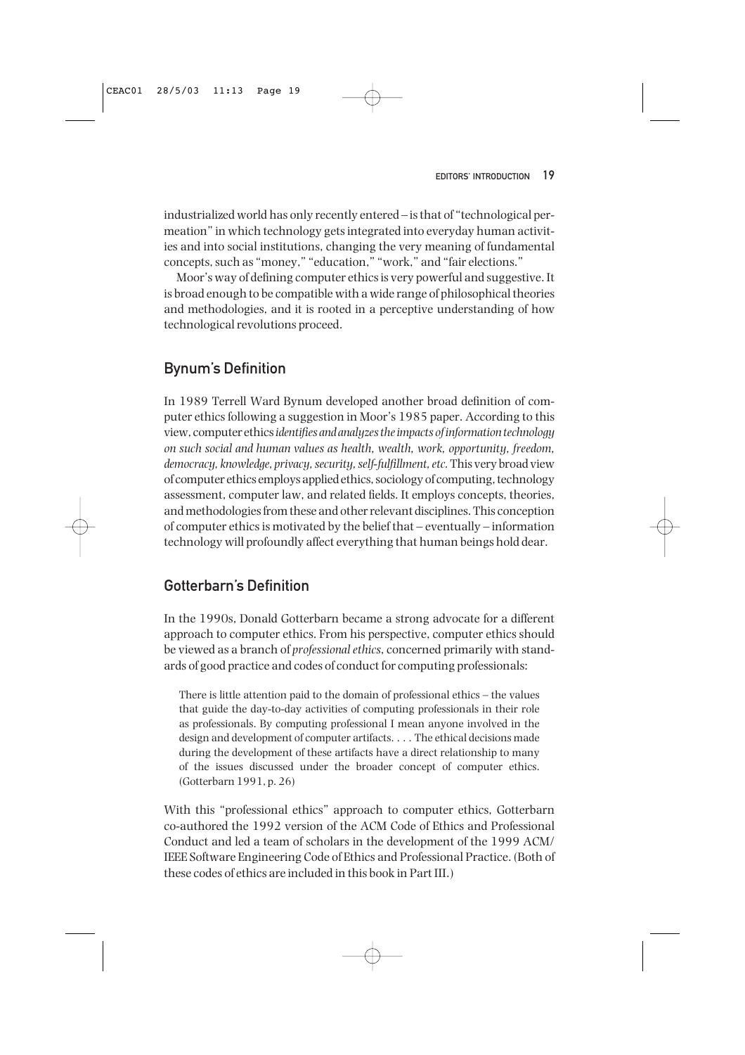industrialized world has only recently entered – is that of "technological permeation" in which technology gets integrated into everyday human activities and into social institutions, changing the very meaning of fundamental concepts, such as "money," "education," "work," and "fair elections."

Moor's way of defining computer ethics is very powerful and suggestive. It is broad enough to be compatible with a wide range of philosophical theories and methodologies, and it is rooted in a perceptive understanding of how technological revolutions proceed.

## Bynum's Definition

In 1989 Terrell Ward Bynum developed another broad definition of computer ethics following a suggestion in Moor's 1985 paper. According to this view, computer ethics *identifies and analyzes the impacts of information technology on such social and human values as health, wealth, work, opportunity, freedom, democracy, knowledge, privacy, security, self-fulfillment, etc.* This very broad view of computer ethics employs applied ethics, sociology of computing, technology assessment, computer law, and related fields. It employs concepts, theories, and methodologies from these and other relevant disciplines. This conception of computer ethics is motivated by the belief that – eventually – information technology will profoundly affect everything that human beings hold dear.

## Gotterbarn's Definition

In the 1990s, Donald Gotterbarn became a strong advocate for a different approach to computer ethics. From his perspective, computer ethics should be viewed as a branch of *professional ethics*, concerned primarily with standards of good practice and codes of conduct for computing professionals:

> There is little attention paid to the domain of professional ethics – the values that guide the day-to-day activities of computing professionals in their role as professionals. By computing professional I mean anyone involved in the design and development of computer artifacts. . . . The ethical decisions made during the development of these artifacts have a direct relationship to many of the issues discussed under the broader concept of computer ethics. (Gotterbarn 1991, p. 26)

With this "professional ethics" approach to computer ethics, Gotterbarn co-authored the 1992 version of the ACM Code of Ethics and Professional Conduct and led a team of scholars in the development of the 1999 ACM/IEEE Software Engineering Code of Ethics and Professional Practice. (Both of these codes of ethics are included in this book in Part III.)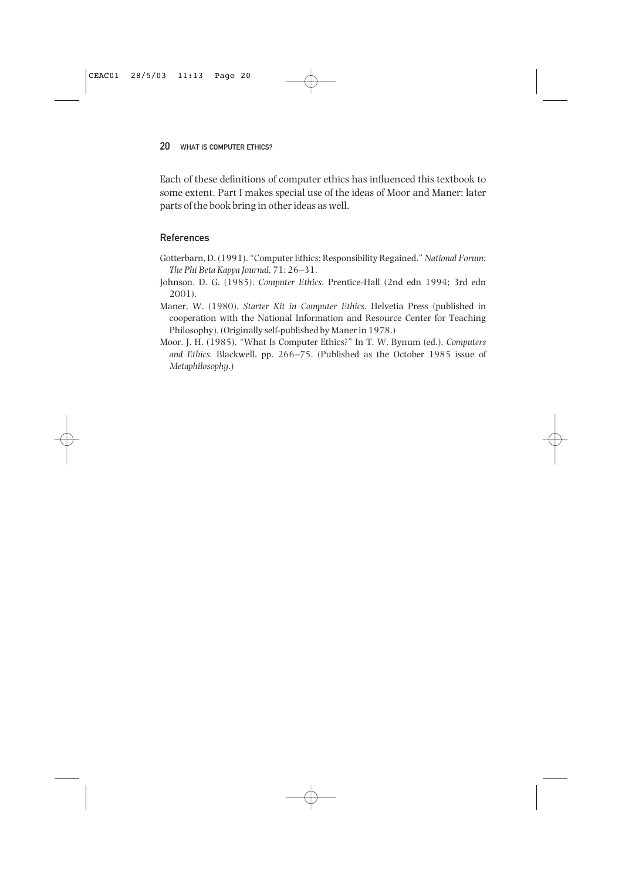Each of these definitions of computer ethics has influenced this textbook to some extent. Part I makes special use of the ideas of Moor and Maner; later parts of the book bring in other ideas as well.

## References

Gotterbarn, D. (1991). "Computer Ethics: Responsibility Regained." *National Forum: The Phi Beta Kappa Journal*, 71: 26–31.

Johnson, D. G. (1985). *Computer Ethics*. Prentice-Hall (2nd edn 1994; 3rd edn 2001).

Maner, W. (1980). *Starter Kit in Computer Ethics*. Helvetia Press (published in cooperation with the National Information and Resource Center for Teaching Philosophy). (Originally self-published by Maner in 1978.)

Moor, J. H. (1985). "What Is Computer Ethics?" In T. W. Bynum (ed.), *Computers and Ethics*. Blackwell, pp. 266–75. (Published as the October 1985 issue of *Metaphilosophy*.)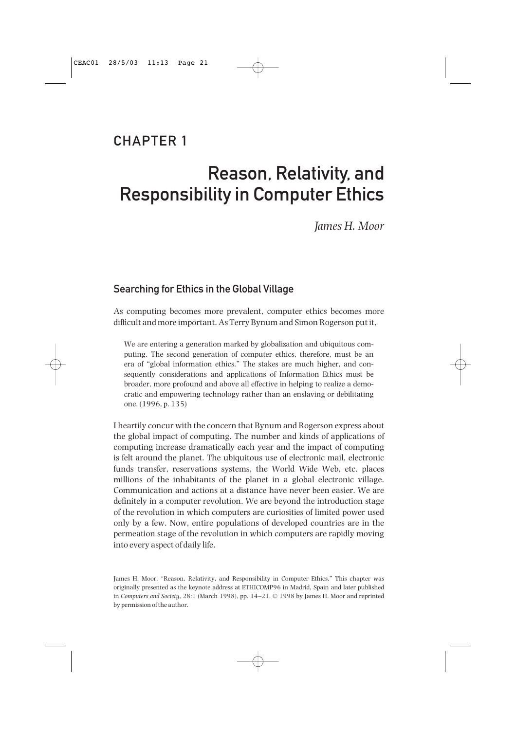# CHAPTER 1

# Reason, Relativity, and Responsibility in Computer Ethics

*James H. Moor*

## Searching for Ethics in the Global Village

As computing becomes more prevalent, computer ethics becomes more difficult and more important. As Terry Bynum and Simon Rogerson put it,

> We are entering a generation marked by globalization and ubiquitous computing. The second generation of computer ethics, therefore, must be an era of "global information ethics." The stakes are much higher, and consequently considerations and applications of Information Ethics must be broader, more profound and above all effective in helping to realize a democratic and empowering technology rather than an enslaving or debilitating one. (1996, p. 135)

I heartily concur with the concern that Bynum and Rogerson express about the global impact of computing. The number and kinds of applications of computing increase dramatically each year and the impact of computing is felt around the planet. The ubiquitous use of electronic mail, electronic funds transfer, reservations systems, the World Wide Web, etc. places millions of the inhabitants of the planet in a global electronic village. Communication and actions at a distance have never been easier. We are definitely in a computer revolution. We are beyond the introduction stage of the revolution in which computers are curiosities of limited power used only by a few. Now, entire populations of developed countries are in the permeation stage of the revolution in which computers are rapidly moving into every aspect of daily life.

James H. Moor, "Reason, Relativity, and Responsibility in Computer Ethics." This chapter was originally presented as the keynote address at ETHICOMP96 in Madrid, Spain and later published in *Computers and Society*, 28:1 (March 1998), pp. 14–21. © 1998 by James H. Moor and reprinted by permission of the author.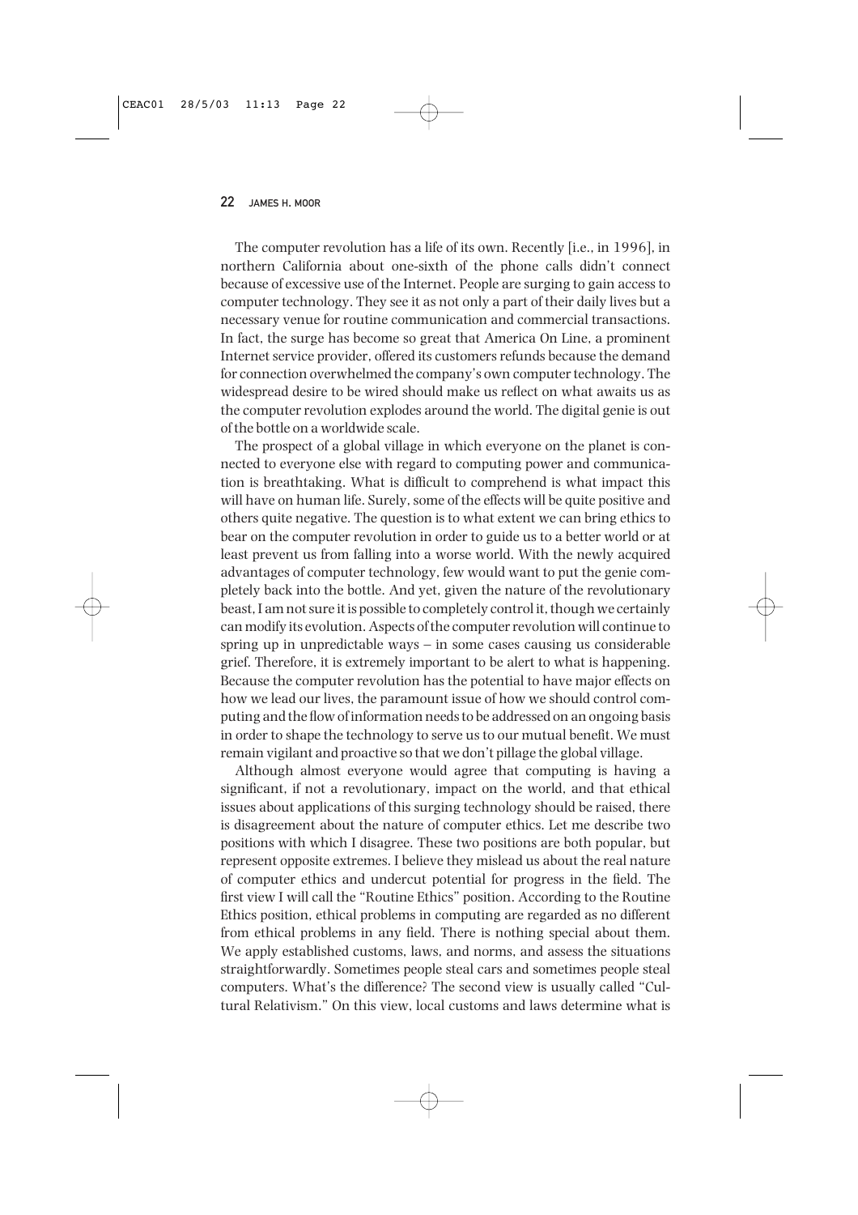The computer revolution has a life of its own. Recently [i.e., in 1996], in northern California about one-sixth of the phone calls didn't connect because of excessive use of the Internet. People are surging to gain access to computer technology. They see it as not only a part of their daily lives but a necessary venue for routine communication and commercial transactions. In fact, the surge has become so great that America On Line, a prominent Internet service provider, offered its customers refunds because the demand for connection overwhelmed the company's own computer technology. The widespread desire to be wired should make us reflect on what awaits us as the computer revolution explodes around the world. The digital genie is out of the bottle on a worldwide scale.

The prospect of a global village in which everyone on the planet is connected to everyone else with regard to computing power and communication is breathtaking. What is difficult to comprehend is what impact this will have on human life. Surely, some of the effects will be quite positive and others quite negative. The question is to what extent we can bring ethics to bear on the computer revolution in order to guide us to a better world or at least prevent us from falling into a worse world. With the newly acquired advantages of computer technology, few would want to put the genie completely back into the bottle. And yet, given the nature of the revolutionary beast, I am not sure it is possible to completely control it, though we certainly can modify its evolution. Aspects of the computer revolution will continue to spring up in unpredictable ways – in some cases causing us considerable grief. Therefore, it is extremely important to be alert to what is happening. Because the computer revolution has the potential to have major effects on how we lead our lives, the paramount issue of how we should control computing and the flow of information needs to be addressed on an ongoing basis in order to shape the technology to serve us to our mutual benefit. We must remain vigilant and proactive so that we don't pillage the global village.

Although almost everyone would agree that computing is having a significant, if not a revolutionary, impact on the world, and that ethical issues about applications of this surging technology should be raised, there is disagreement about the nature of computer ethics. Let me describe two positions with which I disagree. These two positions are both popular, but represent opposite extremes. I believe they mislead us about the real nature of computer ethics and undercut potential for progress in the field. The first view I will call the "Routine Ethics" position. According to the Routine Ethics position, ethical problems in computing are regarded as no different from ethical problems in any field. There is nothing special about them. We apply established customs, laws, and norms, and assess the situations straightforwardly. Sometimes people steal cars and sometimes people steal computers. What's the difference? The second view is usually called "Cultural Relativism." On this view, local customs and laws determine what is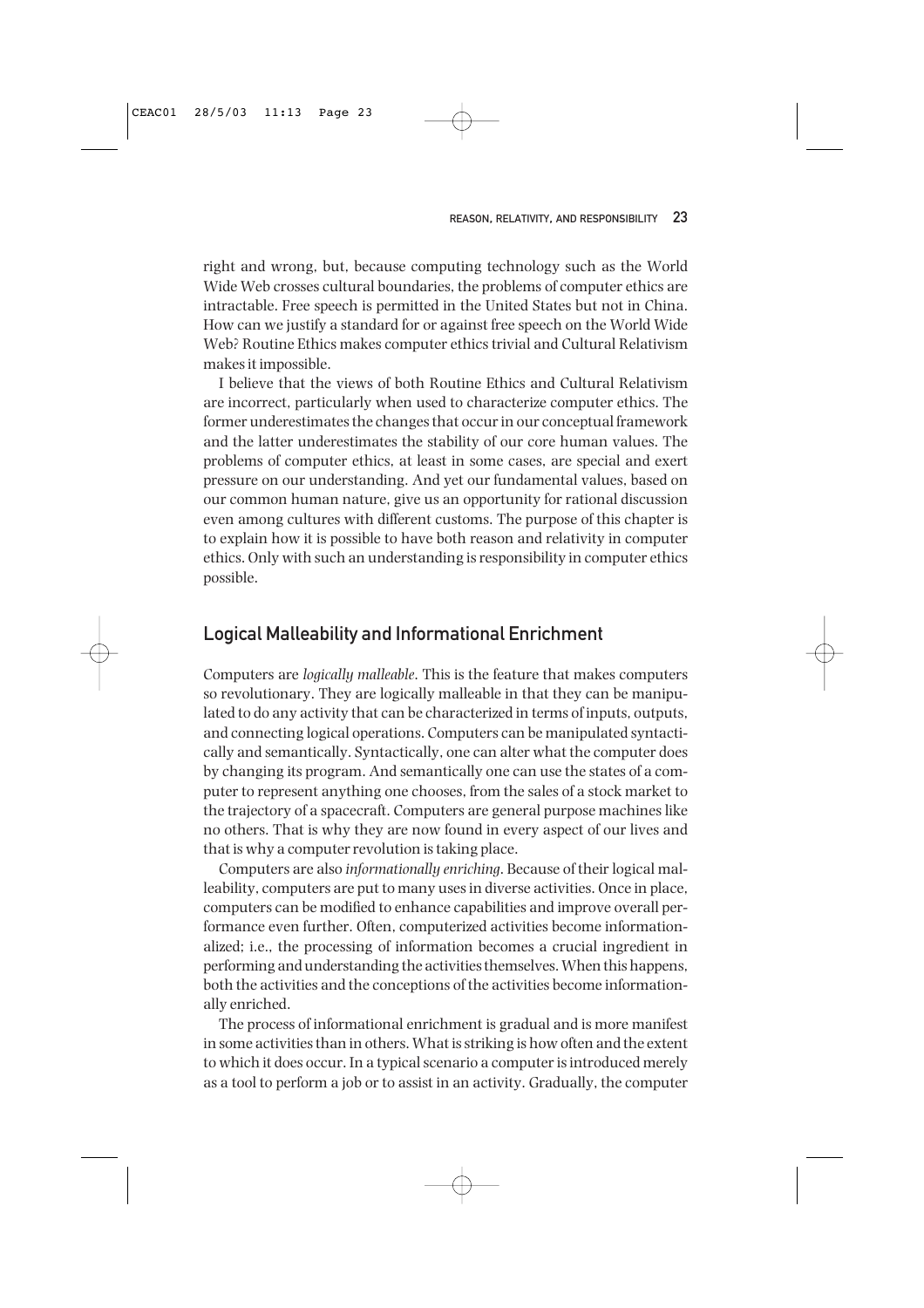right and wrong, but, because computing technology such as the World Wide Web crosses cultural boundaries, the problems of computer ethics are intractable. Free speech is permitted in the United States but not in China. How can we justify a standard for or against free speech on the World Wide Web? Routine Ethics makes computer ethics trivial and Cultural Relativism makes it impossible.

I believe that the views of both Routine Ethics and Cultural Relativism are incorrect, particularly when used to characterize computer ethics. The former underestimates the changes that occur in our conceptual framework and the latter underestimates the stability of our core human values. The problems of computer ethics, at least in some cases, are special and exert pressure on our understanding. And yet our fundamental values, based on our common human nature, give us an opportunity for rational discussion even among cultures with different customs. The purpose of this chapter is to explain how it is possible to have both reason and relativity in computer ethics. Only with such an understanding is responsibility in computer ethics possible.

## Logical Malleability and Informational Enrichment

Computers are *logically malleable*. This is the feature that makes computers so revolutionary. They are logically malleable in that they can be manipulated to do any activity that can be characterized in terms of inputs, outputs, and connecting logical operations. Computers can be manipulated syntactically and semantically. Syntactically, one can alter what the computer does by changing its program. And semantically one can use the states of a computer to represent anything one chooses, from the sales of a stock market to the trajectory of a spacecraft. Computers are general purpose machines like no others. That is why they are now found in every aspect of our lives and that is why a computer revolution is taking place.

Computers are also *informationally enriching*. Because of their logical malleability, computers are put to many uses in diverse activities. Once in place, computers can be modified to enhance capabilities and improve overall performance even further. Often, computerized activities become informationalized; i.e., the processing of information becomes a crucial ingredient in performing and understanding the activities themselves. When this happens, both the activities and the conceptions of the activities become informationally enriched.

The process of informational enrichment is gradual and is more manifest in some activities than in others. What is striking is how often and the extent to which it does occur. In a typical scenario a computer is introduced merely as a tool to perform a job or to assist in an activity. Gradually, the computer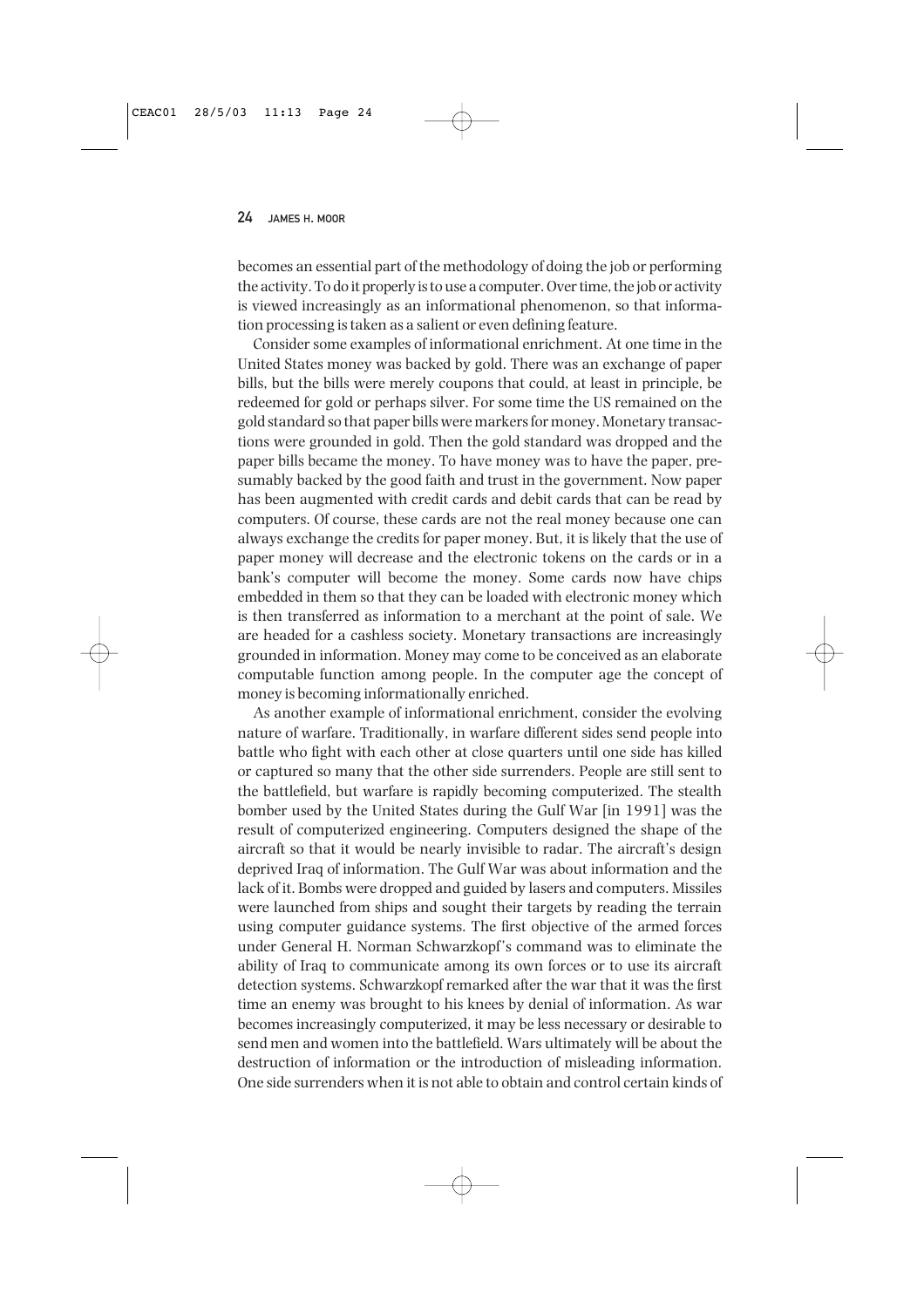becomes an essential part of the methodology of doing the job or performing the activity. To do it properly is to use a computer. Over time, the job or activity is viewed increasingly as an informational phenomenon, so that information processing is taken as a salient or even defining feature.

Consider some examples of informational enrichment. At one time in the United States money was backed by gold. There was an exchange of paper bills, but the bills were merely coupons that could, at least in principle, be redeemed for gold or perhaps silver. For some time the US remained on the gold standard so that paper bills were markers for money. Monetary transactions were grounded in gold. Then the gold standard was dropped and the paper bills became the money. To have money was to have the paper, presumably backed by the good faith and trust in the government. Now paper has been augmented with credit cards and debit cards that can be read by computers. Of course, these cards are not the real money because one can always exchange the credits for paper money. But, it is likely that the use of paper money will decrease and the electronic tokens on the cards or in a bank's computer will become the money. Some cards now have chips embedded in them so that they can be loaded with electronic money which is then transferred as information to a merchant at the point of sale. We are headed for a cashless society. Monetary transactions are increasingly grounded in information. Money may come to be conceived as an elaborate computable function among people. In the computer age the concept of money is becoming informationally enriched.

As another example of informational enrichment, consider the evolving nature of warfare. Traditionally, in warfare different sides send people into battle who fight with each other at close quarters until one side has killed or captured so many that the other side surrenders. People are still sent to the battlefield, but warfare is rapidly becoming computerized. The stealth bomber used by the United States during the Gulf War [in 1991] was the result of computerized engineering. Computers designed the shape of the aircraft so that it would be nearly invisible to radar. The aircraft's design deprived Iraq of information. The Gulf War was about information and the lack of it. Bombs were dropped and guided by lasers and computers. Missiles were launched from ships and sought their targets by reading the terrain using computer guidance systems. The first objective of the armed forces under General H. Norman Schwarzkopf's command was to eliminate the ability of Iraq to communicate among its own forces or to use its aircraft detection systems. Schwarzkopf remarked after the war that it was the first time an enemy was brought to his knees by denial of information. As war becomes increasingly computerized, it may be less necessary or desirable to send men and women into the battlefield. Wars ultimately will be about the destruction of information or the introduction of misleading information. One side surrenders when it is not able to obtain and control certain kinds of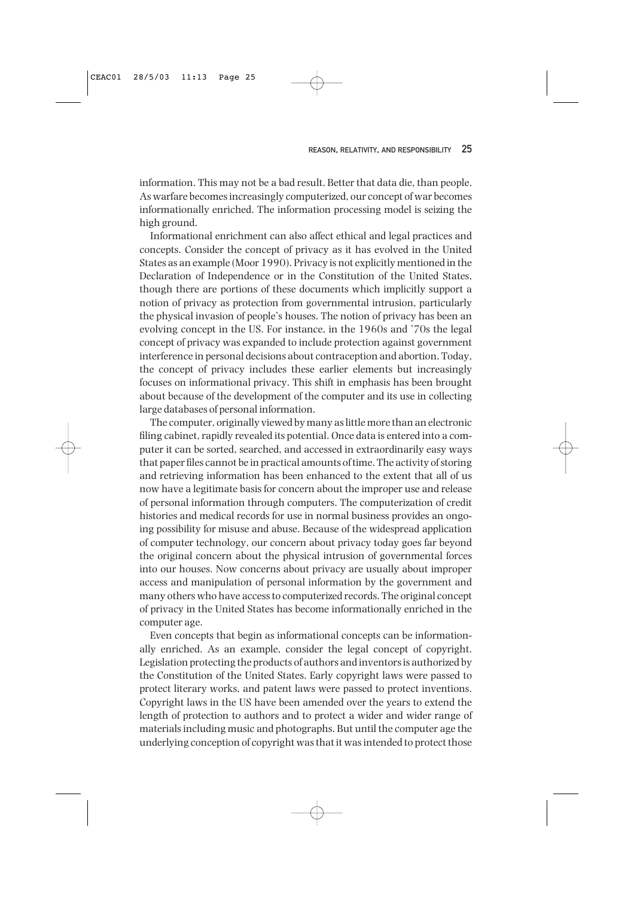information. This may not be a bad result. Better that data die, than people. As warfare becomes increasingly computerized, our concept of war becomes informationally enriched. The information processing model is seizing the high ground.

Informational enrichment can also affect ethical and legal practices and concepts. Consider the concept of privacy as it has evolved in the United States as an example (Moor 1990). Privacy is not explicitly mentioned in the Declaration of Independence or in the Constitution of the United States, though there are portions of these documents which implicitly support a notion of privacy as protection from governmental intrusion, particularly the physical invasion of people's houses. The notion of privacy has been an evolving concept in the US. For instance, in the 1960s and '70s the legal concept of privacy was expanded to include protection against government interference in personal decisions about contraception and abortion. Today, the concept of privacy includes these earlier elements but increasingly focuses on informational privacy. This shift in emphasis has been brought about because of the development of the computer and its use in collecting large databases of personal information.

The computer, originally viewed by many as little more than an electronic filing cabinet, rapidly revealed its potential. Once data is entered into a computer it can be sorted, searched, and accessed in extraordinarily easy ways that paper files cannot be in practical amounts of time. The activity of storing and retrieving information has been enhanced to the extent that all of us now have a legitimate basis for concern about the improper use and release of personal information through computers. The computerization of credit histories and medical records for use in normal business provides an ongoing possibility for misuse and abuse. Because of the widespread application of computer technology, our concern about privacy today goes far beyond the original concern about the physical intrusion of governmental forces into our houses. Now concerns about privacy are usually about improper access and manipulation of personal information by the government and many others who have access to computerized records. The original concept of privacy in the United States has become informationally enriched in the computer age.

Even concepts that begin as informational concepts can be informationally enriched. As an example, consider the legal concept of copyright. Legislation protecting the products of authors and inventors is authorized by the Constitution of the United States. Early copyright laws were passed to protect literary works, and patent laws were passed to protect inventions. Copyright laws in the US have been amended over the years to extend the length of protection to authors and to protect a wider and wider range of materials including music and photographs. But until the computer age the underlying conception of copyright was that it was intended to protect those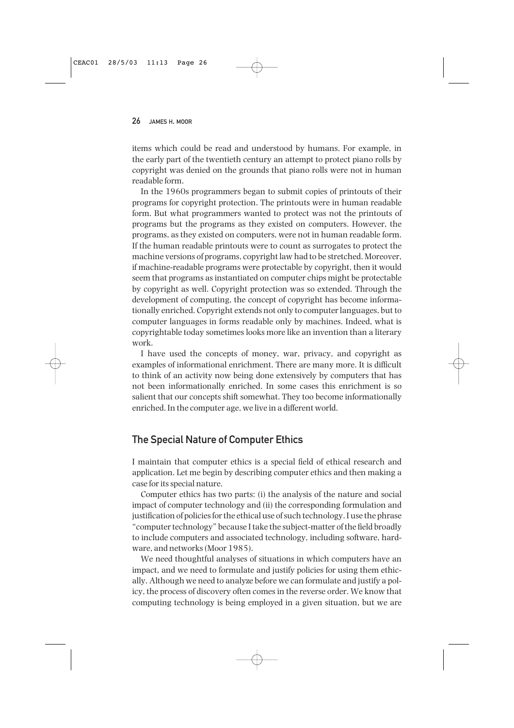items which could be read and understood by humans. For example, in the early part of the twentieth century an attempt to protect piano rolls by copyright was denied on the grounds that piano rolls were not in human readable form.

In the 1960s programmers began to submit copies of printouts of their programs for copyright protection. The printouts were in human readable form. But what programmers wanted to protect was not the printouts of programs but the programs as they existed on computers. However, the programs, as they existed on computers, were not in human readable form. If the human readable printouts were to count as surrogates to protect the machine versions of programs, copyright law had to be stretched. Moreover, if machine-readable programs were protectable by copyright, then it would seem that programs as instantiated on computer chips might be protectable by copyright as well. Copyright protection was so extended. Through the development of computing, the concept of copyright has become informationally enriched. Copyright extends not only to computer languages, but to computer languages in forms readable only by machines. Indeed, what is copyrightable today sometimes looks more like an invention than a literary work.

I have used the concepts of money, war, privacy, and copyright as examples of informational enrichment. There are many more. It is difficult to think of an activity now being done extensively by computers that has not been informationally enriched. In some cases this enrichment is so salient that our concepts shift somewhat. They too become informationally enriched. In the computer age, we live in a different world.

## The Special Nature of Computer Ethics

I maintain that computer ethics is a special field of ethical research and application. Let me begin by describing computer ethics and then making a case for its special nature.

Computer ethics has two parts: (i) the analysis of the nature and social impact of computer technology and (ii) the corresponding formulation and justification of policies for the ethical use of such technology. I use the phrase "computer technology" because I take the subject-matter of the field broadly to include computers and associated technology, including software, hardware, and networks (Moor 1985).

We need thoughtful analyses of situations in which computers have an impact, and we need to formulate and justify policies for using them ethically. Although we need to analyze before we can formulate and justify a policy, the process of discovery often comes in the reverse order. We know that computing technology is being employed in a given situation, but we are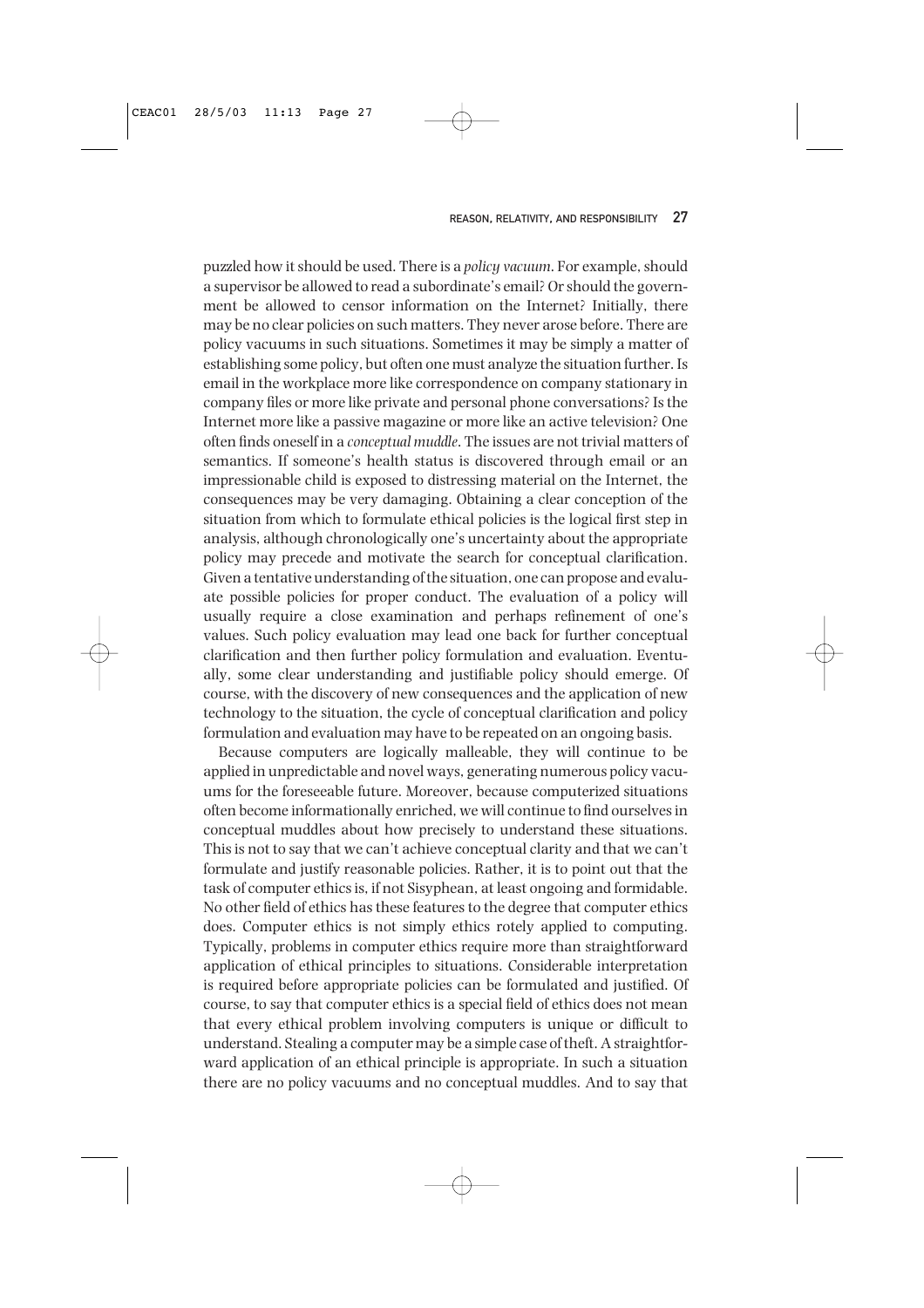puzzled how it should be used. There is a *policy vacuum*. For example, should a supervisor be allowed to read a subordinate's email? Or should the government be allowed to censor information on the Internet? Initially, there may be no clear policies on such matters. They never arose before. There are policy vacuums in such situations. Sometimes it may be simply a matter of establishing some policy, but often one must analyze the situation further. Is email in the workplace more like correspondence on company stationary in company files or more like private and personal phone conversations? Is the Internet more like a passive magazine or more like an active television? One often finds oneself in a *conceptual muddle*. The issues are not trivial matters of semantics. If someone's health status is discovered through email or an impressionable child is exposed to distressing material on the Internet, the consequences may be very damaging. Obtaining a clear conception of the situation from which to formulate ethical policies is the logical first step in analysis, although chronologically one's uncertainty about the appropriate policy may precede and motivate the search for conceptual clarification. Given a tentative understanding of the situation, one can propose and evaluate possible policies for proper conduct. The evaluation of a policy will usually require a close examination and perhaps refinement of one's values. Such policy evaluation may lead one back for further conceptual clarification and then further policy formulation and evaluation. Eventually, some clear understanding and justifiable policy should emerge. Of course, with the discovery of new consequences and the application of new technology to the situation, the cycle of conceptual clarification and policy formulation and evaluation may have to be repeated on an ongoing basis.

Because computers are logically malleable, they will continue to be applied in unpredictable and novel ways, generating numerous policy vacuums for the foreseeable future. Moreover, because computerized situations often become informationally enriched, we will continue to find ourselves in conceptual muddles about how precisely to understand these situations. This is not to say that we can't achieve conceptual clarity and that we can't formulate and justify reasonable policies. Rather, it is to point out that the task of computer ethics is, if not Sisyphean, at least ongoing and formidable. No other field of ethics has these features to the degree that computer ethics does. Computer ethics is not simply ethics rotely applied to computing. Typically, problems in computer ethics require more than straightforward application of ethical principles to situations. Considerable interpretation is required before appropriate policies can be formulated and justified. Of course, to say that computer ethics is a special field of ethics does not mean that every ethical problem involving computers is unique or difficult to understand. Stealing a computer may be a simple case of theft. A straightforward application of an ethical principle is appropriate. In such a situation there are no policy vacuums and no conceptual muddles. And to say that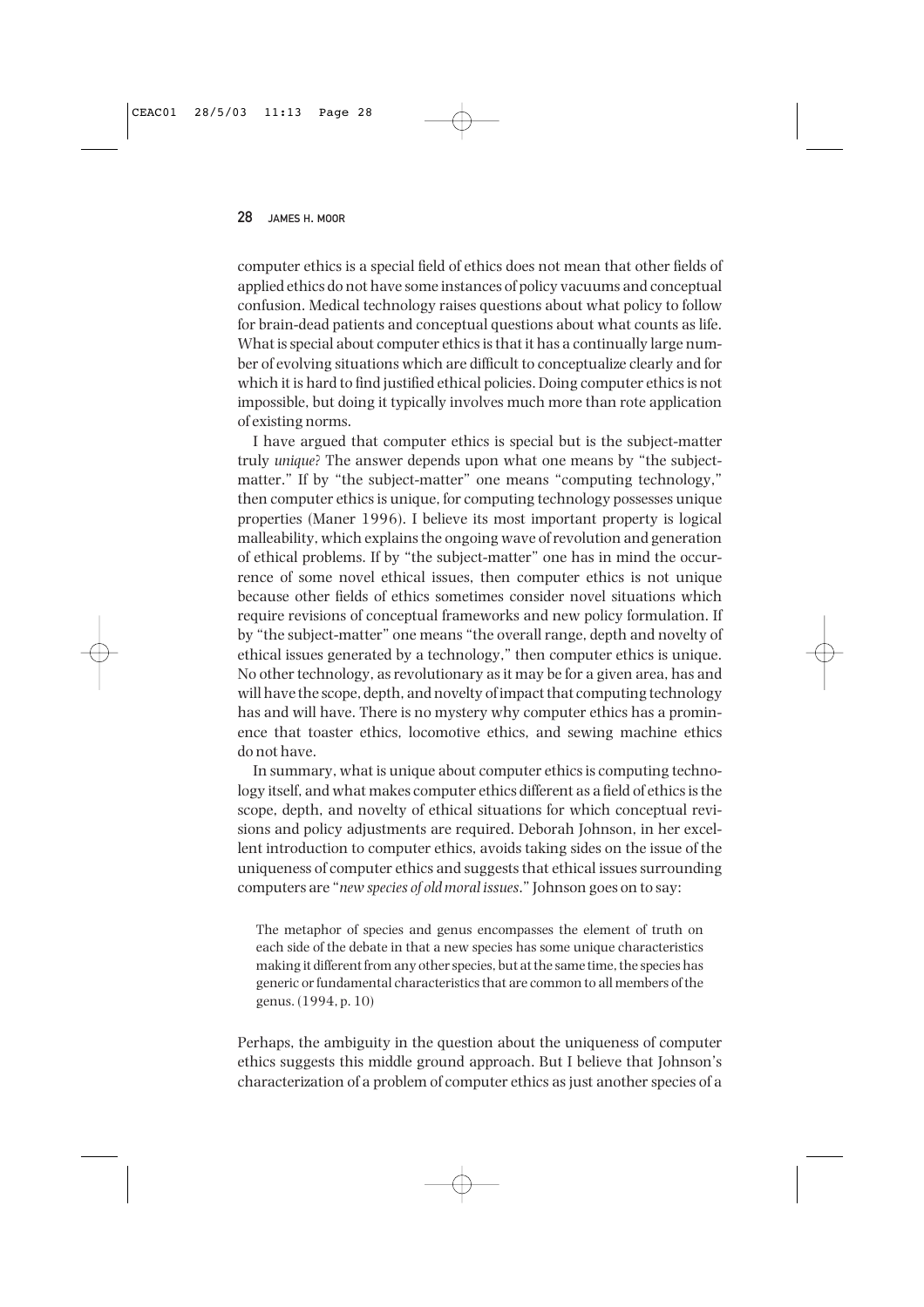computer ethics is a special field of ethics does not mean that other fields of applied ethics do not have some instances of policy vacuums and conceptual confusion. Medical technology raises questions about what policy to follow for brain-dead patients and conceptual questions about what counts as life. What is special about computer ethics is that it has a continually large number of evolving situations which are difficult to conceptualize clearly and for which it is hard to find justified ethical policies. Doing computer ethics is not impossible, but doing it typically involves much more than rote application of existing norms.

I have argued that computer ethics is special but is the subject-matter truly *unique*? The answer depends upon what one means by "the subject-matter." If by "the subject-matter" one means "computing technology," then computer ethics is unique, for computing technology possesses unique properties (Maner 1996). I believe its most important property is logical malleability, which explains the ongoing wave of revolution and generation of ethical problems. If by "the subject-matter" one has in mind the occurrence of some novel ethical issues, then computer ethics is not unique because other fields of ethics sometimes consider novel situations which require revisions of conceptual frameworks and new policy formulation. If by "the subject-matter" one means "the overall range, depth and novelty of ethical issues generated by a technology," then computer ethics is unique. No other technology, as revolutionary as it may be for a given area, has and will have the scope, depth, and novelty of impact that computing technology has and will have. There is no mystery why computer ethics has a prominence that toaster ethics, locomotive ethics, and sewing machine ethics do not have.

In summary, what is unique about computer ethics is computing technology itself, and what makes computer ethics different as a field of ethics is the scope, depth, and novelty of ethical situations for which conceptual revisions and policy adjustments are required. Deborah Johnson, in her excellent introduction to computer ethics, avoids taking sides on the issue of the uniqueness of computer ethics and suggests that ethical issues surrounding computers are "*new species of old moral issues*." Johnson goes on to say:

> The metaphor of species and genus encompasses the element of truth on each side of the debate in that a new species has some unique characteristics making it different from any other species, but at the same time, the species has generic or fundamental characteristics that are common to all members of the genus. (1994, p. 10)

Perhaps, the ambiguity in the question about the uniqueness of computer ethics suggests this middle ground approach. But I believe that Johnson's characterization of a problem of computer ethics as just another species of a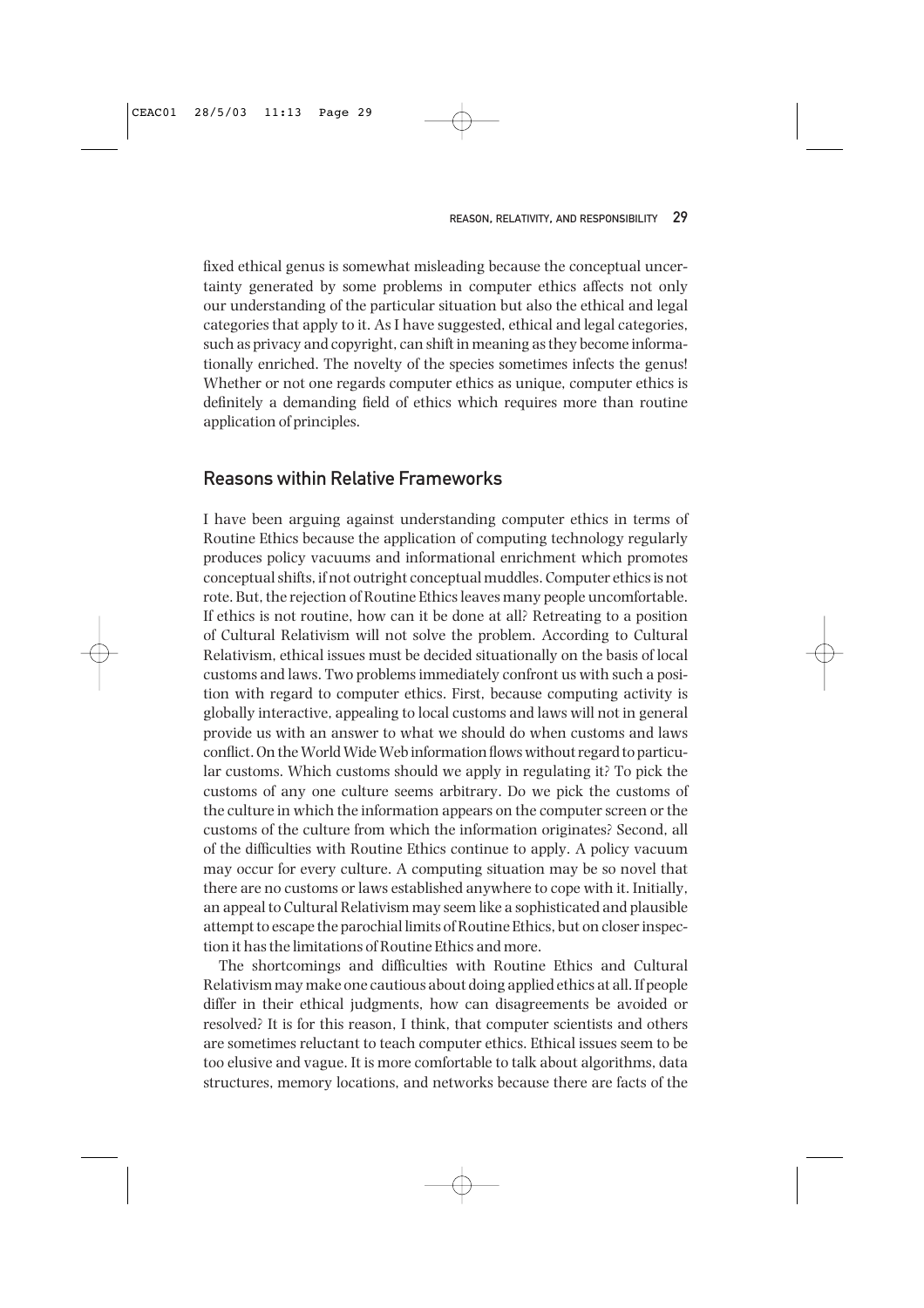fixed ethical genus is somewhat misleading because the conceptual uncertainty generated by some problems in computer ethics affects not only our understanding of the particular situation but also the ethical and legal categories that apply to it. As I have suggested, ethical and legal categories, such as privacy and copyright, can shift in meaning as they become informationally enriched. The novelty of the species sometimes infects the genus! Whether or not one regards computer ethics as unique, computer ethics is definitely a demanding field of ethics which requires more than routine application of principles.

## Reasons within Relative Frameworks

I have been arguing against understanding computer ethics in terms of Routine Ethics because the application of computing technology regularly produces policy vacuums and informational enrichment which promotes conceptual shifts, if not outright conceptual muddles. Computer ethics is not rote. But, the rejection of Routine Ethics leaves many people uncomfortable. If ethics is not routine, how can it be done at all? Retreating to a position of Cultural Relativism will not solve the problem. According to Cultural Relativism, ethical issues must be decided situationally on the basis of local customs and laws. Two problems immediately confront us with such a position with regard to computer ethics. First, because computing activity is globally interactive, appealing to local customs and laws will not in general provide us with an answer to what we should do when customs and laws conflict. On the World Wide Web information flows without regard to particular customs. Which customs should we apply in regulating it? To pick the customs of any one culture seems arbitrary. Do we pick the customs of the culture in which the information appears on the computer screen or the customs of the culture from which the information originates? Second, all of the difficulties with Routine Ethics continue to apply. A policy vacuum may occur for every culture. A computing situation may be so novel that there are no customs or laws established anywhere to cope with it. Initially, an appeal to Cultural Relativism may seem like a sophisticated and plausible attempt to escape the parochial limits of Routine Ethics, but on closer inspection it has the limitations of Routine Ethics and more.

The shortcomings and difficulties with Routine Ethics and Cultural Relativism may make one cautious about doing applied ethics at all. If people differ in their ethical judgments, how can disagreements be avoided or resolved? It is for this reason, I think, that computer scientists and others are sometimes reluctant to teach computer ethics. Ethical issues seem to be too elusive and vague. It is more comfortable to talk about algorithms, data structures, memory locations, and networks because there are facts of the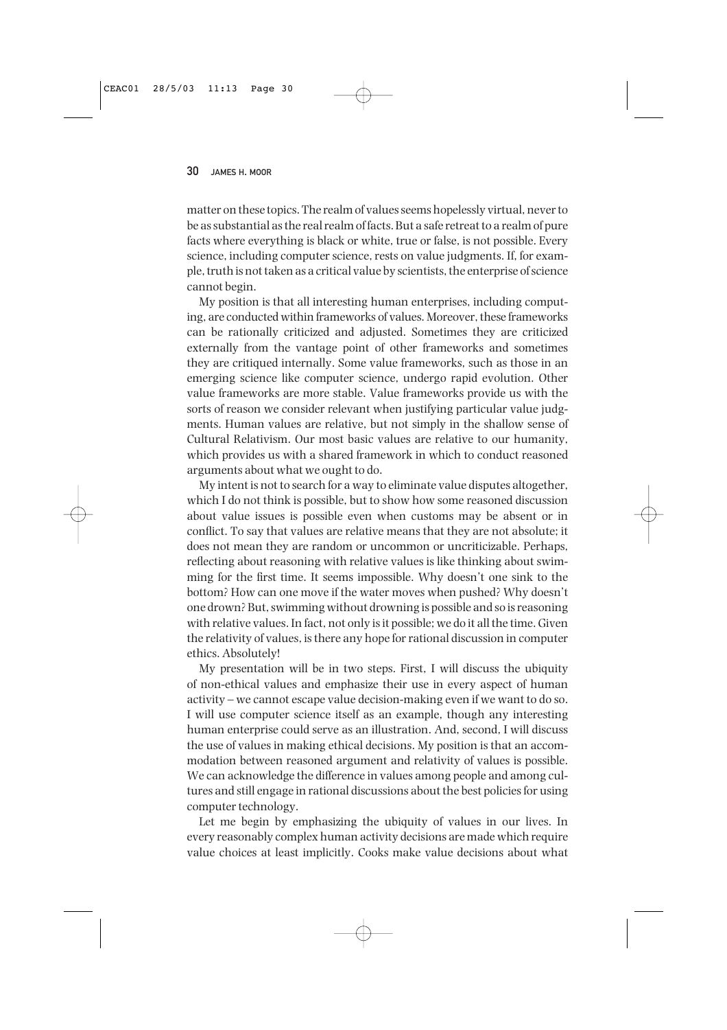matter on these topics. The realm of values seems hopelessly virtual, never to be as substantial as the real realm of facts. But a safe retreat to a realm of pure facts where everything is black or white, true or false, is not possible. Every science, including computer science, rests on value judgments. If, for example, truth is not taken as a critical value by scientists, the enterprise of science cannot begin.

My position is that all interesting human enterprises, including computing, are conducted within frameworks of values. Moreover, these frameworks can be rationally criticized and adjusted. Sometimes they are criticized externally from the vantage point of other frameworks and sometimes they are critiqued internally. Some value frameworks, such as those in an emerging science like computer science, undergo rapid evolution. Other value frameworks are more stable. Value frameworks provide us with the sorts of reason we consider relevant when justifying particular value judgments. Human values are relative, but not simply in the shallow sense of Cultural Relativism. Our most basic values are relative to our humanity, which provides us with a shared framework in which to conduct reasoned arguments about what we ought to do.

My intent is not to search for a way to eliminate value disputes altogether, which I do not think is possible, but to show how some reasoned discussion about value issues is possible even when customs may be absent or in conflict. To say that values are relative means that they are not absolute; it does not mean they are random or uncommon or uncriticizable. Perhaps, reflecting about reasoning with relative values is like thinking about swimming for the first time. It seems impossible. Why doesn't one sink to the bottom? How can one move if the water moves when pushed? Why doesn't one drown? But, swimming without drowning is possible and so is reasoning with relative values. In fact, not only is it possible; we do it all the time. Given the relativity of values, is there any hope for rational discussion in computer ethics. Absolutely!

My presentation will be in two steps. First, I will discuss the ubiquity of non-ethical values and emphasize their use in every aspect of human activity – we cannot escape value decision-making even if we want to do so. I will use computer science itself as an example, though any interesting human enterprise could serve as an illustration. And, second, I will discuss the use of values in making ethical decisions. My position is that an accommodation between reasoned argument and relativity of values is possible. We can acknowledge the difference in values among people and among cultures and still engage in rational discussions about the best policies for using computer technology.

Let me begin by emphasizing the ubiquity of values in our lives. In every reasonably complex human activity decisions are made which require value choices at least implicitly. Cooks make value decisions about what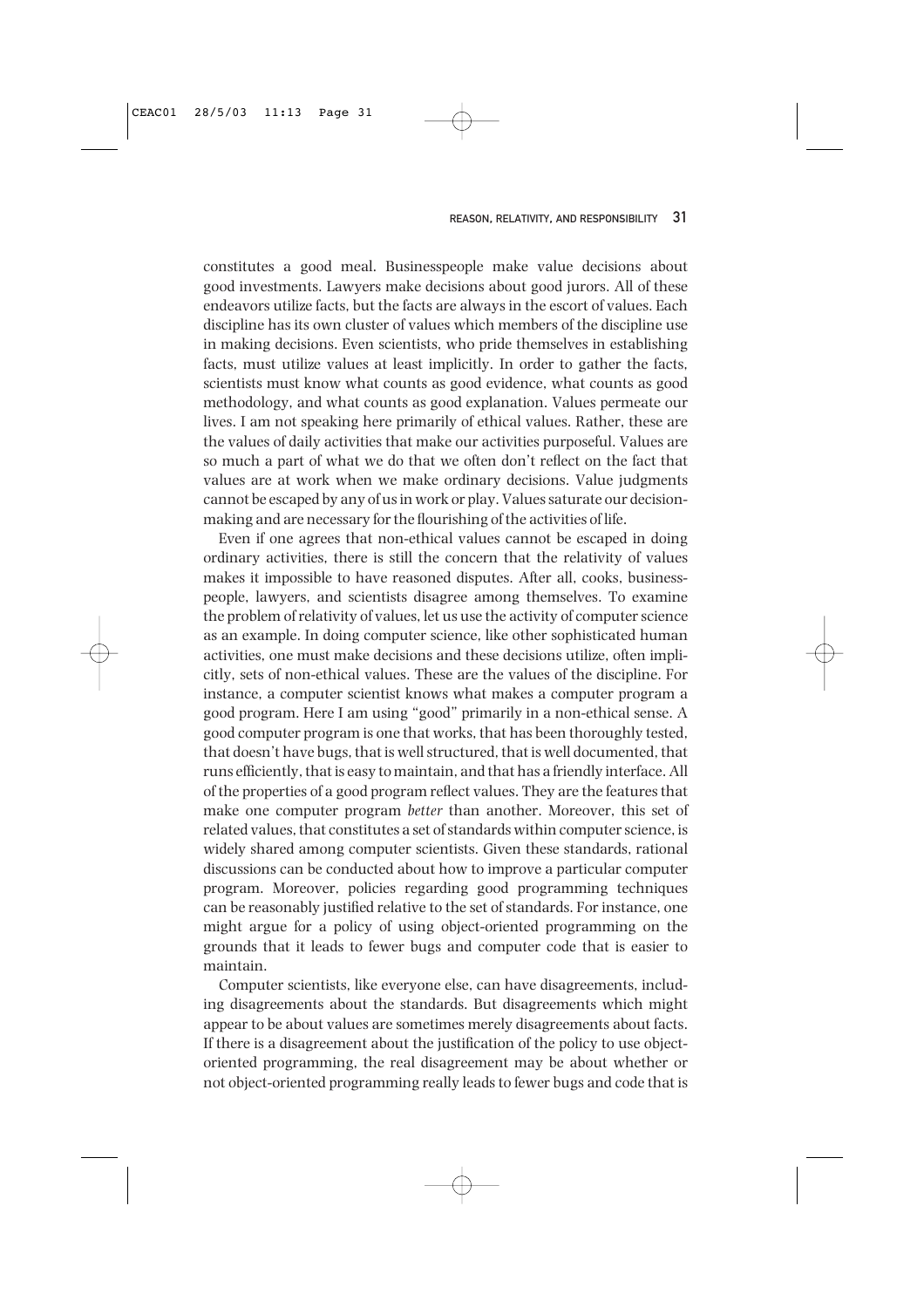constitutes a good meal. Businesspeople make value decisions about good investments. Lawyers make decisions about good jurors. All of these endeavors utilize facts, but the facts are always in the escort of values. Each discipline has its own cluster of values which members of the discipline use in making decisions. Even scientists, who pride themselves in establishing facts, must utilize values at least implicitly. In order to gather the facts, scientists must know what counts as good evidence, what counts as good methodology, and what counts as good explanation. Values permeate our lives. I am not speaking here primarily of ethical values. Rather, these are the values of daily activities that make our activities purposeful. Values are so much a part of what we do that we often don't reflect on the fact that values are at work when we make ordinary decisions. Value judgments cannot be escaped by any of us in work or play. Values saturate our decision-making and are necessary for the flourishing of the activities of life.

Even if one agrees that non-ethical values cannot be escaped in doing ordinary activities, there is still the concern that the relativity of values makes it impossible to have reasoned disputes. After all, cooks, business-people, lawyers, and scientists disagree among themselves. To examine the problem of relativity of values, let us use the activity of computer science as an example. In doing computer science, like other sophisticated human activities, one must make decisions and these decisions utilize, often implicitly, sets of non-ethical values. These are the values of the discipline. For instance, a computer scientist knows what makes a computer program a good program. Here I am using "good" primarily in a non-ethical sense. A good computer program is one that works, that has been thoroughly tested, that doesn't have bugs, that is well structured, that is well documented, that runs efficiently, that is easy to maintain, and that has a friendly interface. All of the properties of a good program reflect values. They are the features that make one computer program *better* than another. Moreover, this set of related values, that constitutes a set of standards within computer science, is widely shared among computer scientists. Given these standards, rational discussions can be conducted about how to improve a particular computer program. Moreover, policies regarding good programming techniques can be reasonably justified relative to the set of standards. For instance, one might argue for a policy of using object-oriented programming on the grounds that it leads to fewer bugs and computer code that is easier to maintain.

Computer scientists, like everyone else, can have disagreements, including disagreements about the standards. But disagreements which might appear to be about values are sometimes merely disagreements about facts. If there is a disagreement about the justification of the policy to use object-oriented programming, the real disagreement may be about whether or not object-oriented programming really leads to fewer bugs and code that is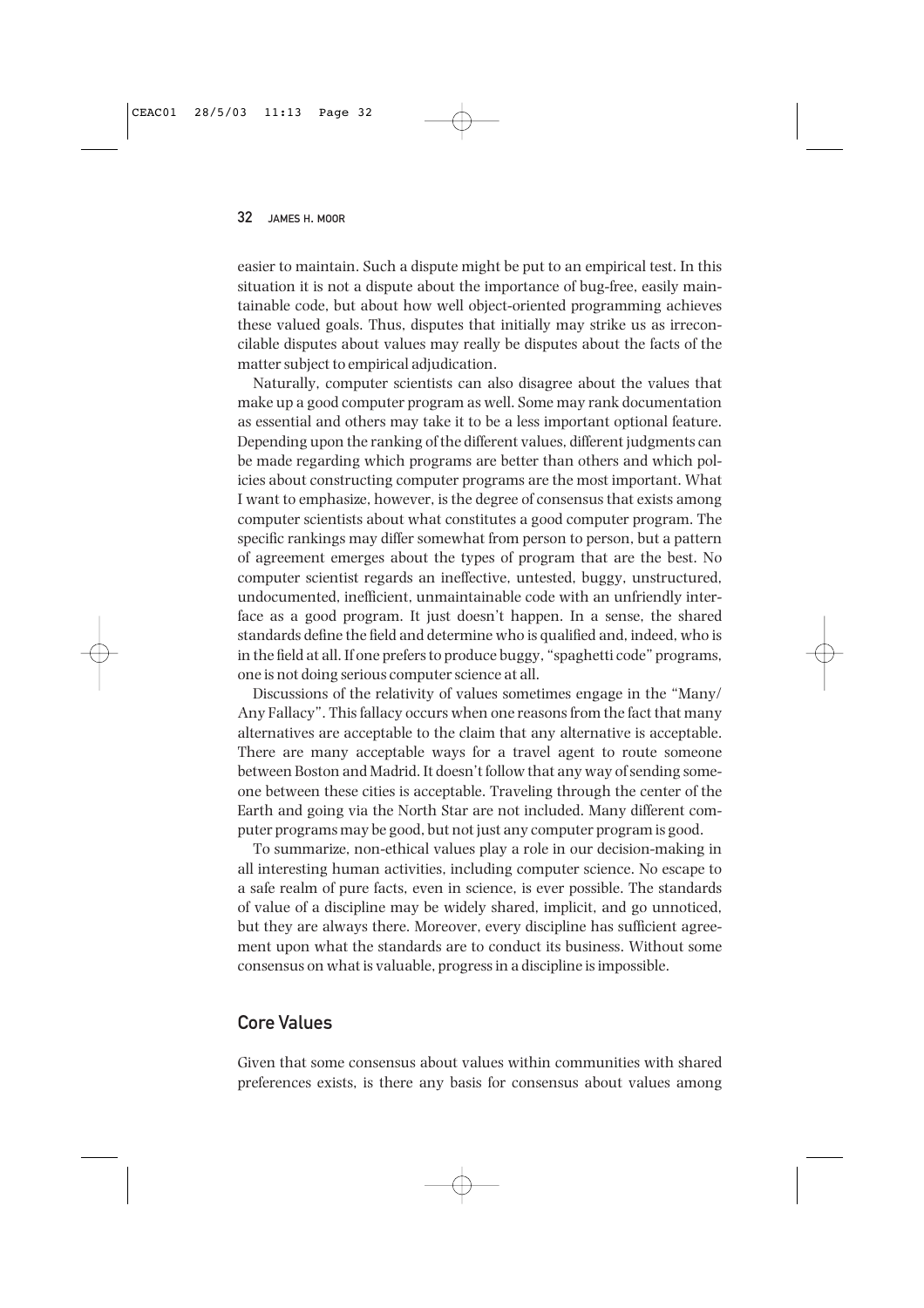easier to maintain. Such a dispute might be put to an empirical test. In this situation it is not a dispute about the importance of bug-free, easily maintainable code, but about how well object-oriented programming achieves these valued goals. Thus, disputes that initially may strike us as irreconcilable disputes about values may really be disputes about the facts of the matter subject to empirical adjudication.

Naturally, computer scientists can also disagree about the values that make up a good computer program as well. Some may rank documentation as essential and others may take it to be a less important optional feature. Depending upon the ranking of the different values, different judgments can be made regarding which programs are better than others and which policies about constructing computer programs are the most important. What I want to emphasize, however, is the degree of consensus that exists among computer scientists about what constitutes a good computer program. The specific rankings may differ somewhat from person to person, but a pattern of agreement emerges about the types of program that are the best. No computer scientist regards an ineffective, untested, buggy, unstructured, undocumented, inefficient, unmaintainable code with an unfriendly interface as a good program. It just doesn't happen. In a sense, the shared standards define the field and determine who is qualified and, indeed, who is in the field at all. If one prefers to produce buggy, "spaghetti code" programs, one is not doing serious computer science at all.

Discussions of the relativity of values sometimes engage in the "Many/Any Fallacy". This fallacy occurs when one reasons from the fact that many alternatives are acceptable to the claim that any alternative is acceptable. There are many acceptable ways for a travel agent to route someone between Boston and Madrid. It doesn't follow that any way of sending someone between these cities is acceptable. Traveling through the center of the Earth and going via the North Star are not included. Many different computer programs may be good, but not just any computer program is good.

To summarize, non-ethical values play a role in our decision-making in all interesting human activities, including computer science. No escape to a safe realm of pure facts, even in science, is ever possible. The standards of value of a discipline may be widely shared, implicit, and go unnoticed, but they are always there. Moreover, every discipline has sufficient agreement upon what the standards are to conduct its business. Without some consensus on what is valuable, progress in a discipline is impossible.

## Core Values

Given that some consensus about values within communities with shared preferences exists, is there any basis for consensus about values among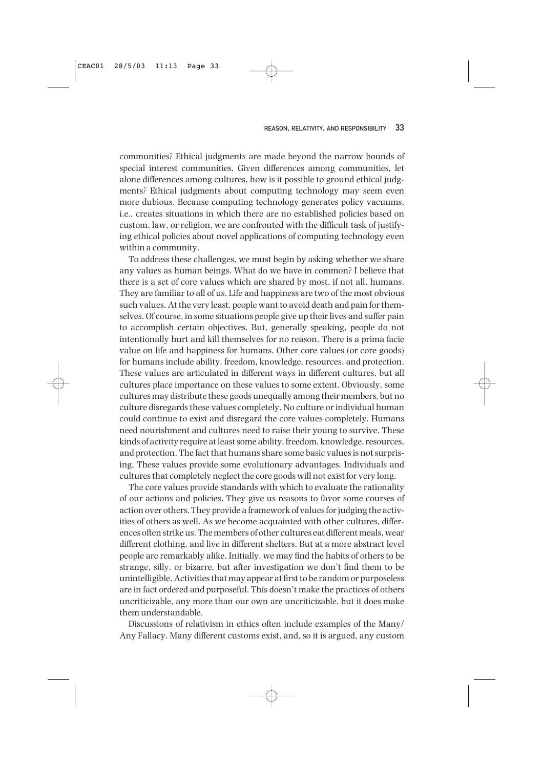communities? Ethical judgments are made beyond the narrow bounds of special interest communities. Given differences among communities, let alone differences among cultures, how is it possible to ground ethical judgments? Ethical judgments about computing technology may seem even more dubious. Because computing technology generates policy vacuums, i.e., creates situations in which there are no established policies based on custom, law, or religion, we are confronted with the difficult task of justifying ethical policies about novel applications of computing technology even within a community.

To address these challenges, we must begin by asking whether we share any values as human beings. What do we have in common? I believe that there is a set of core values which are shared by most, if not all, humans. They are familiar to all of us. Life and happiness are two of the most obvious such values. At the very least, people want to avoid death and pain for themselves. Of course, in some situations people give up their lives and suffer pain to accomplish certain objectives. But, generally speaking, people do not intentionally hurt and kill themselves for no reason. There is a prima facie value on life and happiness for humans. Other core values (or core goods) for humans include ability, freedom, knowledge, resources, and protection. These values are articulated in different ways in different cultures, but all cultures place importance on these values to some extent. Obviously, some cultures may distribute these goods unequally among their members, but no culture disregards these values completely. No culture or individual human could continue to exist and disregard the core values completely. Humans need nourishment and cultures need to raise their young to survive. These kinds of activity require at least some ability, freedom, knowledge, resources, and protection. The fact that humans share some basic values is not surprising. These values provide some evolutionary advantages. Individuals and cultures that completely neglect the core goods will not exist for very long.

The core values provide standards with which to evaluate the rationality of our actions and policies. They give us reasons to favor some courses of action over others. They provide a framework of values for judging the activities of others as well. As we become acquainted with other cultures, differences often strike us. The members of other cultures eat different meals, wear different clothing, and live in different shelters. But at a more abstract level people are remarkably alike. Initially, we may find the habits of others to be strange, silly, or bizarre, but after investigation we don't find them to be unintelligible. Activities that may appear at first to be random or purposeless are in fact ordered and purposeful. This doesn't make the practices of others uncriticizable, any more than our own are uncriticizable, but it does make them understandable.

Discussions of relativism in ethics often include examples of the Many/Any Fallacy. Many different customs exist, and, so it is argued, any custom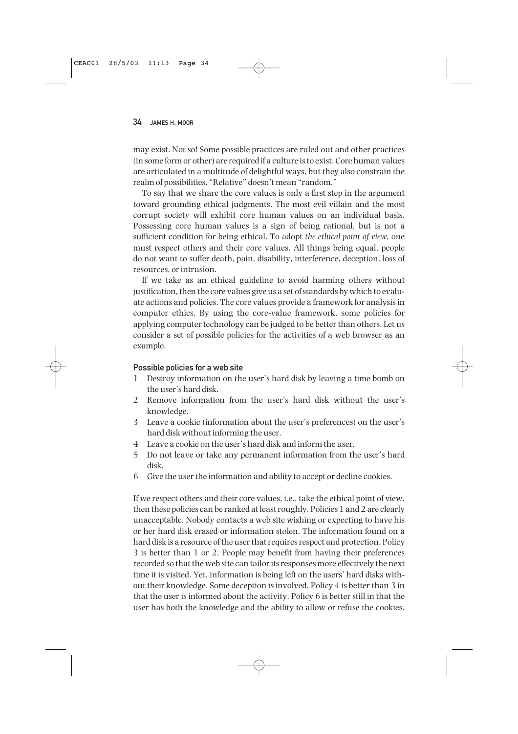may exist. Not so! Some possible practices are ruled out and other practices (in some form or other) are required if a culture is to exist. Core human values are articulated in a multitude of delightful ways, but they also constrain the realm of possibilities. "Relative" doesn't mean "random."

To say that we share the core values is only a first step in the argument toward grounding ethical judgments. The most evil villain and the most corrupt society will exhibit core human values on an individual basis. Possessing core human values is a sign of being rational, but is not a sufficient condition for being ethical. To adopt *the ethical point of view*, one must respect others and their core values. All things being equal, people do not want to suffer death, pain, disability, interference, deception, loss of resources, or intrusion.

If we take as an ethical guideline to avoid harming others without justification, then the core values give us a set of standards by which to evaluate actions and policies. The core values provide a framework for analysis in computer ethics. By using the core-value framework, some policies for applying computer technology can be judged to be better than others. Let us consider a set of possible policies for the activities of a web browser as an example.

### Possible policies for a web site

1. Destroy information on the user's hard disk by leaving a time bomb on the user's hard disk.
2. Remove information from the user's hard disk without the user's knowledge.
3. Leave a cookie (information about the user's preferences) on the user's hard disk without informing the user.
4. Leave a cookie on the user's hard disk and inform the user.
5. Do not leave or take any permanent information from the user's hard disk.
6. Give the user the information and ability to accept or decline cookies.

If we respect others and their core values, i.e., take the ethical point of view, then these policies can be ranked at least roughly. Policies 1 and 2 are clearly unacceptable. Nobody contacts a web site wishing or expecting to have his or her hard disk erased or information stolen. The information found on a hard disk is a resource of the user that requires respect and protection. Policy 3 is better than 1 or 2. People may benefit from having their preferences recorded so that the web site can tailor its responses more effectively the next time it is visited. Yet, information is being left on the users' hard disks without their knowledge. Some deception is involved. Policy 4 is better than 3 in that the user is informed about the activity. Policy 6 is better still in that the user has both the knowledge and the ability to allow or refuse the cookies.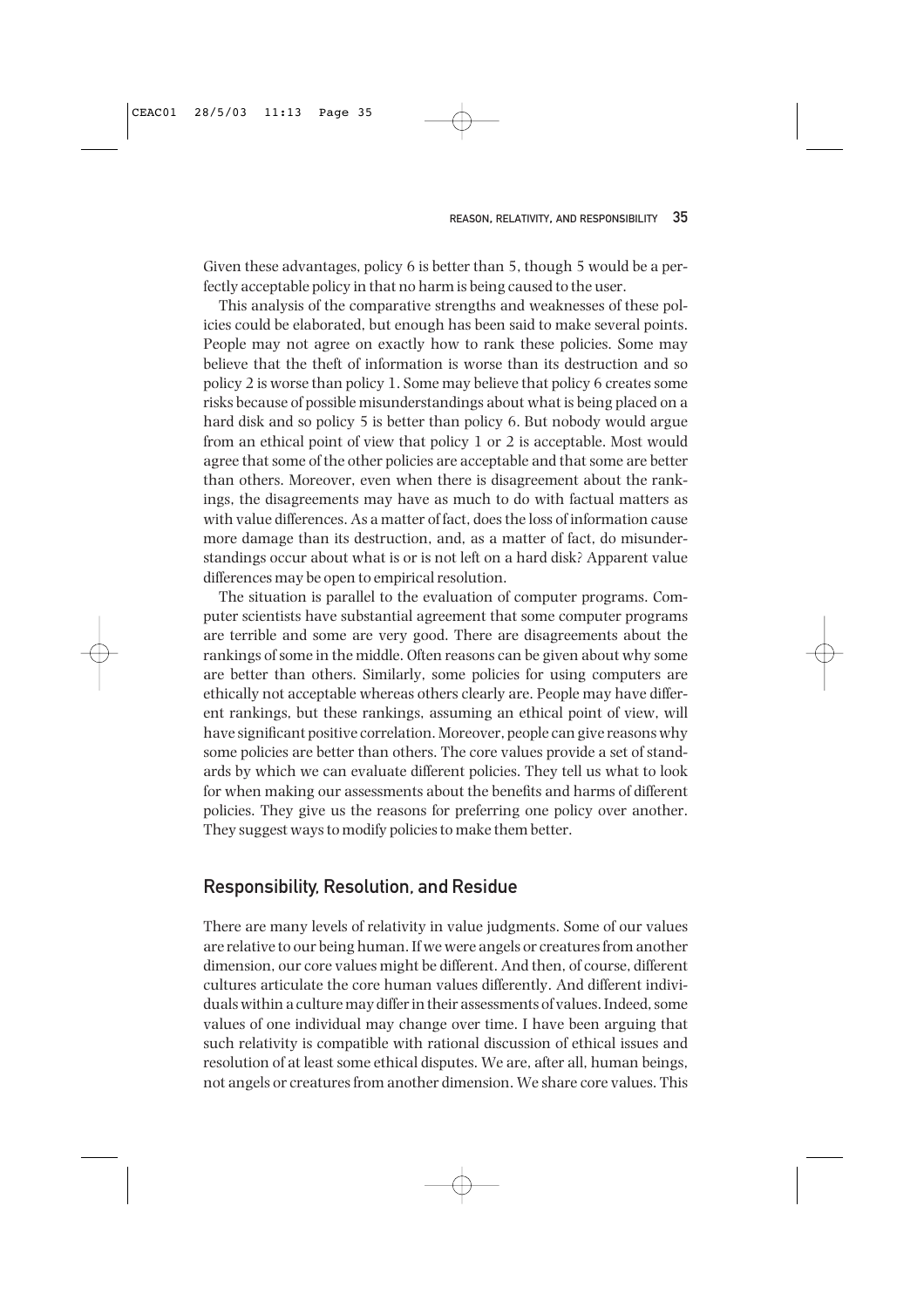Given these advantages, policy 6 is better than 5, though 5 would be a perfectly acceptable policy in that no harm is being caused to the user.

This analysis of the comparative strengths and weaknesses of these policies could be elaborated, but enough has been said to make several points. People may not agree on exactly how to rank these policies. Some may believe that the theft of information is worse than its destruction and so policy 2 is worse than policy 1. Some may believe that policy 6 creates some risks because of possible misunderstandings about what is being placed on a hard disk and so policy 5 is better than policy 6. But nobody would argue from an ethical point of view that policy 1 or 2 is acceptable. Most would agree that some of the other policies are acceptable and that some are better than others. Moreover, even when there is disagreement about the rankings, the disagreements may have as much to do with factual matters as with value differences. As a matter of fact, does the loss of information cause more damage than its destruction, and, as a matter of fact, do misunderstandings occur about what is or is not left on a hard disk? Apparent value differences may be open to empirical resolution.

The situation is parallel to the evaluation of computer programs. Computer scientists have substantial agreement that some computer programs are terrible and some are very good. There are disagreements about the rankings of some in the middle. Often reasons can be given about why some are better than others. Similarly, some policies for using computers are ethically not acceptable whereas others clearly are. People may have different rankings, but these rankings, assuming an ethical point of view, will have significant positive correlation. Moreover, people can give reasons why some policies are better than others. The core values provide a set of standards by which we can evaluate different policies. They tell us what to look for when making our assessments about the benefits and harms of different policies. They give us the reasons for preferring one policy over another. They suggest ways to modify policies to make them better.

## Responsibility, Resolution, and Residue

There are many levels of relativity in value judgments. Some of our values are relative to our being human. If we were angels or creatures from another dimension, our core values might be different. And then, of course, different cultures articulate the core human values differently. And different individuals within a culture may differ in their assessments of values. Indeed, some values of one individual may change over time. I have been arguing that such relativity is compatible with rational discussion of ethical issues and resolution of at least some ethical disputes. We are, after all, human beings, not angels or creatures from another dimension. We share core values. This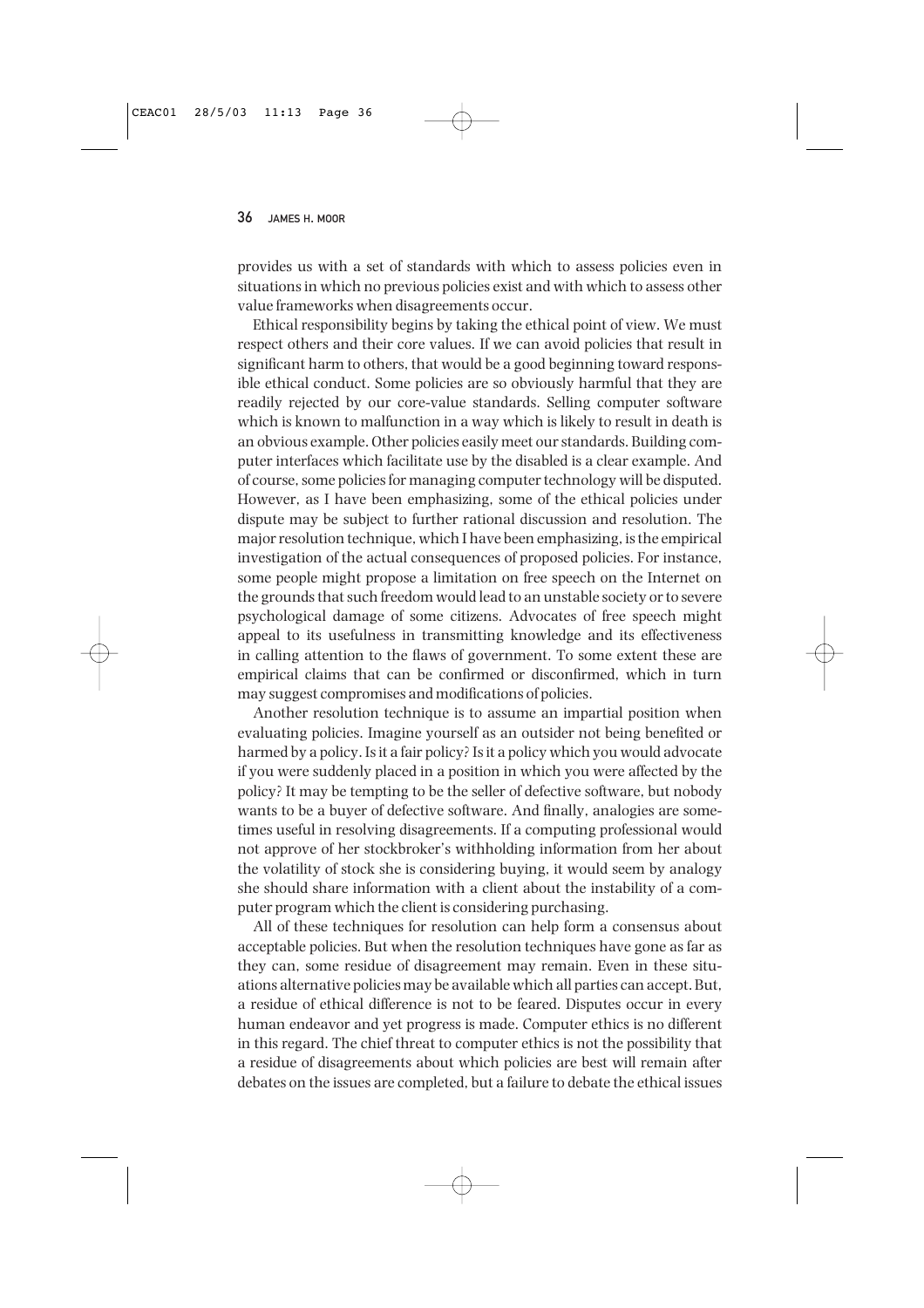provides us with a set of standards with which to assess policies even in situations in which no previous policies exist and with which to assess other value frameworks when disagreements occur.

Ethical responsibility begins by taking the ethical point of view. We must respect others and their core values. If we can avoid policies that result in significant harm to others, that would be a good beginning toward responsible ethical conduct. Some policies are so obviously harmful that they are readily rejected by our core-value standards. Selling computer software which is known to malfunction in a way which is likely to result in death is an obvious example. Other policies easily meet our standards. Building computer interfaces which facilitate use by the disabled is a clear example. And of course, some policies for managing computer technology will be disputed. However, as I have been emphasizing, some of the ethical policies under dispute may be subject to further rational discussion and resolution. The major resolution technique, which I have been emphasizing, is the empirical investigation of the actual consequences of proposed policies. For instance, some people might propose a limitation on free speech on the Internet on the grounds that such freedom would lead to an unstable society or to severe psychological damage of some citizens. Advocates of free speech might appeal to its usefulness in transmitting knowledge and its effectiveness in calling attention to the flaws of government. To some extent these are empirical claims that can be confirmed or disconfirmed, which in turn may suggest compromises and modifications of policies.

Another resolution technique is to assume an impartial position when evaluating policies. Imagine yourself as an outsider not being benefited or harmed by a policy. Is it a fair policy? Is it a policy which you would advocate if you were suddenly placed in a position in which you were affected by the policy? It may be tempting to be the seller of defective software, but nobody wants to be a buyer of defective software. And finally, analogies are sometimes useful in resolving disagreements. If a computing professional would not approve of her stockbroker's withholding information from her about the volatility of stock she is considering buying, it would seem by analogy she should share information with a client about the instability of a computer program which the client is considering purchasing.

All of these techniques for resolution can help form a consensus about acceptable policies. But when the resolution techniques have gone as far as they can, some residue of disagreement may remain. Even in these situations alternative policies may be available which all parties can accept. But, a residue of ethical difference is not to be feared. Disputes occur in every human endeavor and yet progress is made. Computer ethics is no different in this regard. The chief threat to computer ethics is not the possibility that a residue of disagreements about which policies are best will remain after debates on the issues are completed, but a failure to debate the ethical issues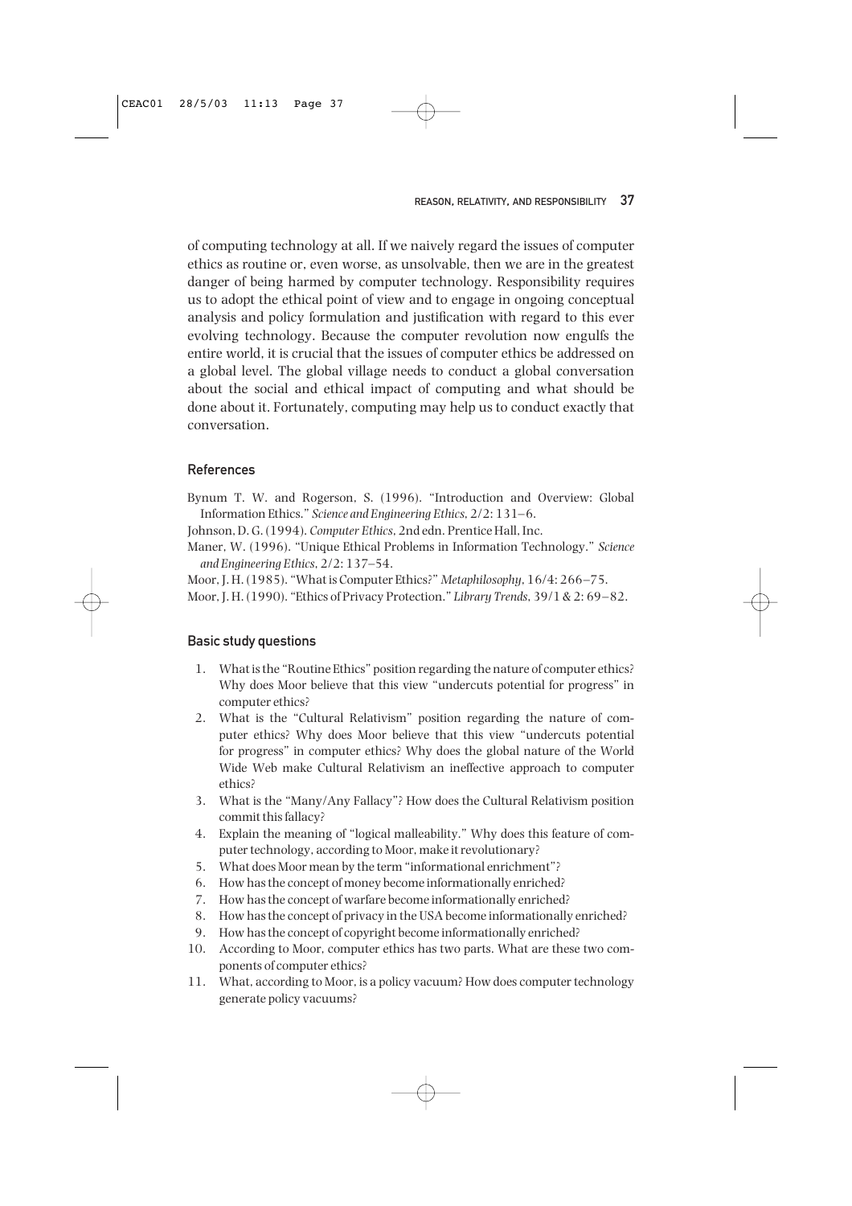of computing technology at all. If we naively regard the issues of computer ethics as routine or, even worse, as unsolvable, then we are in the greatest danger of being harmed by computer technology. Responsibility requires us to adopt the ethical point of view and to engage in ongoing conceptual analysis and policy formulation and justification with regard to this ever evolving technology. Because the computer revolution now engulfs the entire world, it is crucial that the issues of computer ethics be addressed on a global level. The global village needs to conduct a global conversation about the social and ethical impact of computing and what should be done about it. Fortunately, computing may help us to conduct exactly that conversation.

## References

Bynum T. W. and Rogerson, S. (1996). "Introduction and Overview: Global Information Ethics." *Science and Engineering Ethics*, 2/2: 131–6.

Johnson, D. G. (1994). *Computer Ethics*, 2nd edn. Prentice Hall, Inc.

Maner, W. (1996). "Unique Ethical Problems in Information Technology." *Science and Engineering Ethics*, 2/2: 137–54.

Moor, J. H. (1985). "What is Computer Ethics?" *Metaphilosophy*, 16/4: 266–75.

Moor, J. H. (1990). "Ethics of Privacy Protection." *Library Trends*, 39/1 & 2: 69–82.

## Basic study questions

1. What is the "Routine Ethics" position regarding the nature of computer ethics? Why does Moor believe that this view "undercuts potential for progress" in computer ethics?
2. What is the "Cultural Relativism" position regarding the nature of computer ethics? Why does Moor believe that this view "undercuts potential for progress" in computer ethics? Why does the global nature of the World Wide Web make Cultural Relativism an ineffective approach to computer ethics?
3. What is the "Many/Any Fallacy"? How does the Cultural Relativism position commit this fallacy?
4. Explain the meaning of "logical malleability." Why does this feature of computer technology, according to Moor, make it revolutionary?
5. What does Moor mean by the term "informational enrichment"?
6. How has the concept of money become informationally enriched?
7. How has the concept of warfare become informationally enriched?
8. How has the concept of privacy in the USA become informationally enriched?
9. How has the concept of copyright become informationally enriched?
10. According to Moor, computer ethics has two parts. What are these two components of computer ethics?
11. What, according to Moor, is a policy vacuum? How does computer technology generate policy vacuums?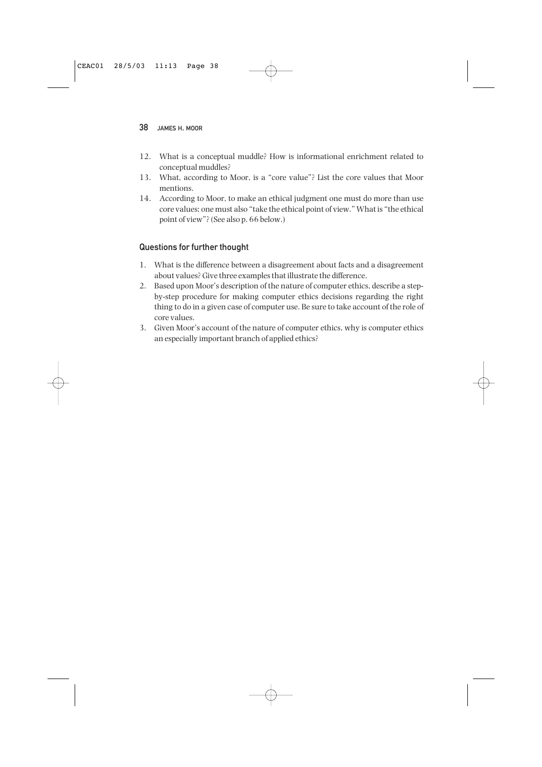12. What is a conceptual muddle? How is informational enrichment related to conceptual muddles?
13. What, according to Moor, is a "core value"? List the core values that Moor mentions.
14. According to Moor, to make an ethical judgment one must do more than use core values; one must also "take the ethical point of view." What is "the ethical point of view"? (See also p. 66 below.)

## Questions for further thought

1. What is the difference between a disagreement about facts and a disagreement about values? Give three examples that illustrate the difference.
2. Based upon Moor's description of the nature of computer ethics, describe a step-by-step procedure for making computer ethics decisions regarding the right thing to do in a given case of computer use. Be sure to take account of the role of core values.
3. Given Moor's account of the nature of computer ethics, why is computer ethics an especially important branch of applied ethics?